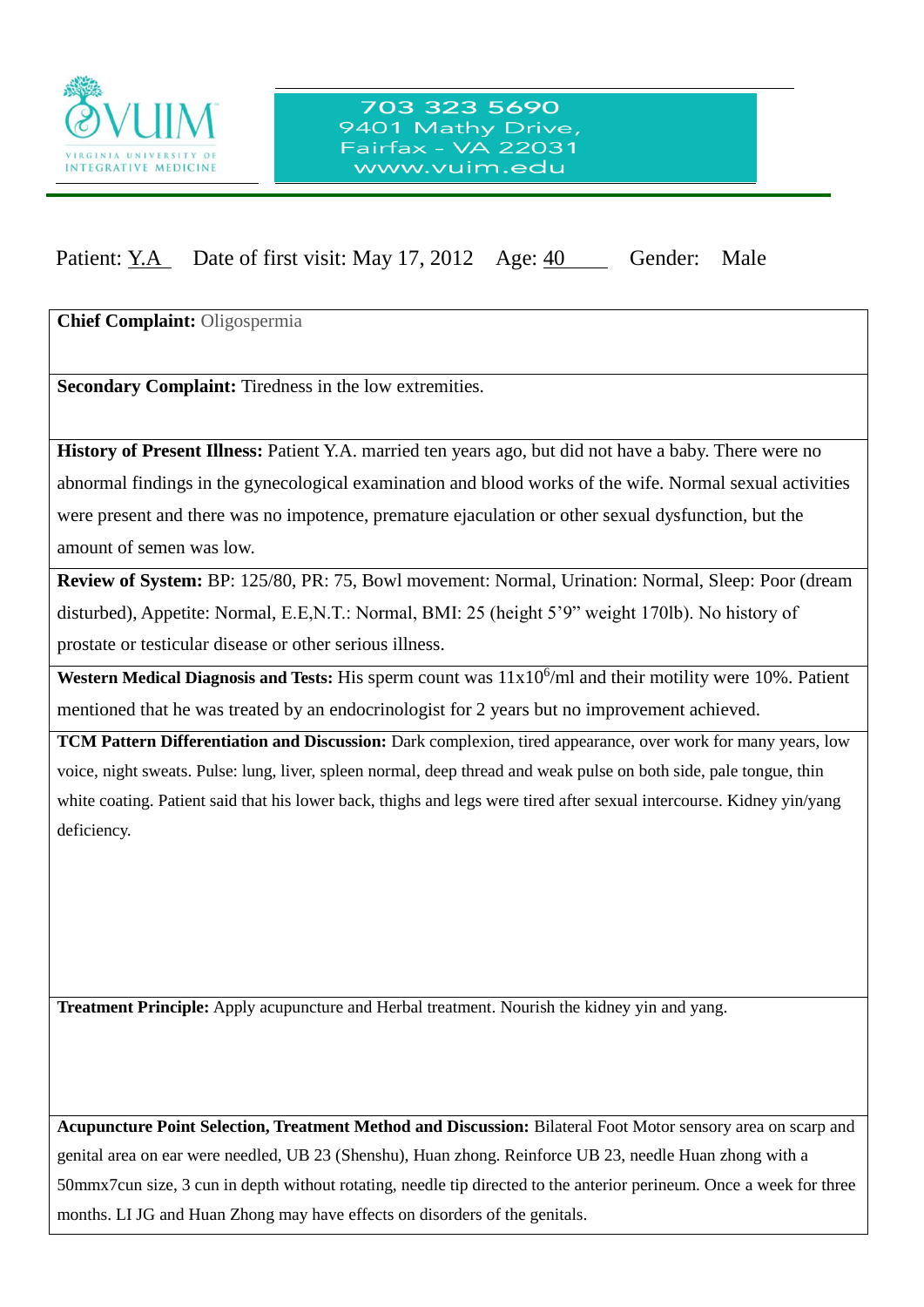VIRGINIA UNIVERSITY OF INTEGRATIVE MEDICINE

703 323 5690
9401 Mathy Drive,
Fairfax - VA 22031
www.vuim.edu

Patient: Y.A    Date of first visit: May 17, 2012    Age: 40    Gender: Male

**Chief Complaint:** Oligospermia

**Secondary Complaint:** Tiredness in the low extremities.

**History of Present Illness:** Patient Y.A. married ten years ago, but did not have a baby. There were no abnormal findings in the gynecological examination and blood works of the wife. Normal sexual activities were present and there was no impotence, premature ejaculation or other sexual dysfunction, but the amount of semen was low.

**Review of System:** BP: 125/80, PR: 75, Bowl movement: Normal, Urination: Normal, Sleep: Poor (dream disturbed), Appetite: Normal, E.E,N.T.: Normal, BMI: 25 (height 5'9" weight 170lb). No history of prostate or testicular disease or other serious illness.

**Western Medical Diagnosis and Tests:** His sperm count was $11x10^{6}$/ml and their motility were 10%. Patient mentioned that he was treated by an endocrinologist for 2 years but no improvement achieved.

**TCM Pattern Differentiation and Discussion:** Dark complexion, tired appearance, over work for many years, low voice, night sweats. Pulse: lung, liver, spleen normal, deep thread and weak pulse on both side, pale tongue, thin white coating. Patient said that his lower back, thighs and legs were tired after sexual intercourse. Kidney yin/yang deficiency.

**Treatment Principle:** Apply acupuncture and Herbal treatment. Nourish the kidney yin and yang.

**Acupuncture Point Selection, Treatment Method and Discussion:** Bilateral Foot Motor sensory area on scarp and genital area on ear were needled, UB 23 (Shenshu), Huan zhong. Reinforce UB 23, needle Huan zhong with a 50mmx7cun size, 3 cun in depth without rotating, needle tip directed to the anterior perineum. Once a week for three months. LI JG and Huan Zhong may have effects on disorders of the genitals.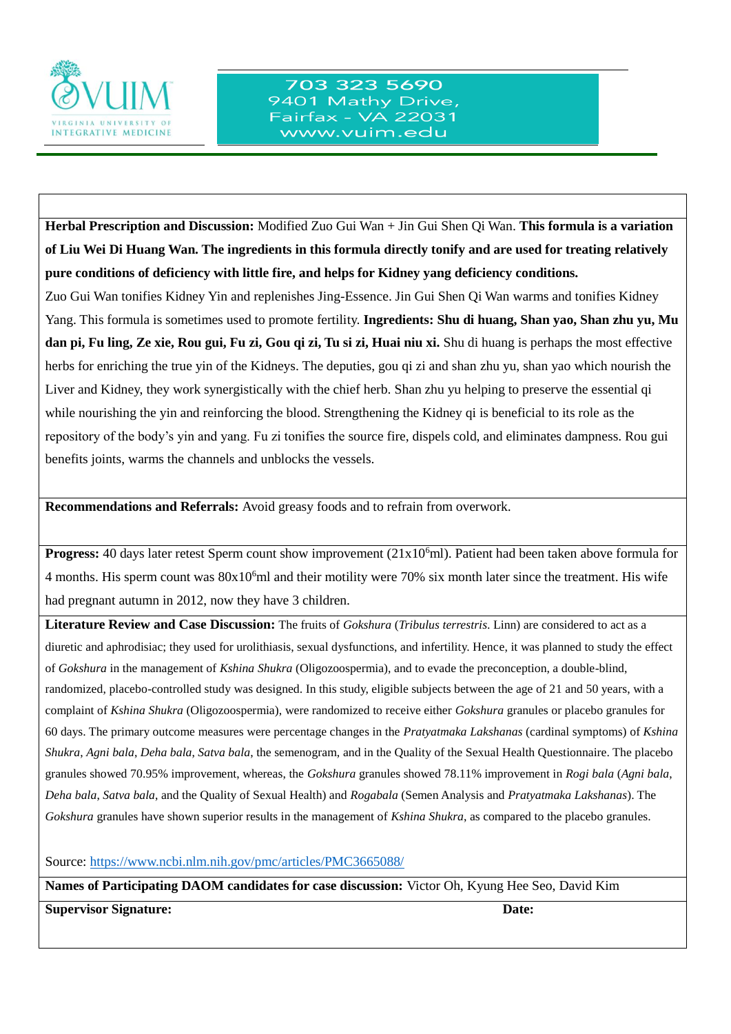VUIM

VIRGINIA UNIVERSITY OF INTEGRATIVE MEDICINE

703 323 5690
9401 Mathy Drive,
Fairfax - VA 22031
www.vuim.edu

**Herbal Prescription and Discussion:** Modified Zuo Gui Wan + Jin Gui Shen Qi Wan. **This formula is a variation of Liu Wei Di Huang Wan. The ingredients in this formula directly tonify and are used for treating relatively pure conditions of deficiency with little fire, and helps for Kidney yang deficiency conditions.**

Zuo Gui Wan tonifies Kidney Yin and replenishes Jing-Essence. Jin Gui Shen Qi Wan warms and tonifies Kidney Yang. This formula is sometimes used to promote fertility. **Ingredients: Shu di huang, Shan yao, Shan zhu yu, Mu dan pi, Fu ling, Ze xie, Rou gui, Fu zi, Gou qi zi, Tu si zi, Huai niu xi.** Shu di huang is perhaps the most effective herbs for enriching the true yin of the Kidneys. The deputies, gou qi zi and shan zhu yu, shan yao which nourish the Liver and Kidney, they work synergistically with the chief herb. Shan zhu yu helping to preserve the essential qi while nourishing the yin and reinforcing the blood. Strengthening the Kidney qi is beneficial to its role as the repository of the body's yin and yang. Fu zi tonifies the source fire, dispels cold, and eliminates dampness. Rou gui benefits joints, warms the channels and unblocks the vessels.

**Recommendations and Referrals:** Avoid greasy foods and to refrain from overwork.

**Progress:** 40 days later retest Sperm count show improvement ($21x10^6$ml). Patient had been taken above formula for 4 months. His sperm count was $80x10^6$ml and their motility were 70% six month later since the treatment. His wife had pregnant autumn in 2012, now they have 3 children.

**Literature Review and Case Discussion:** The fruits of *Gokshura* (*Tribulus terrestris*. Linn) are considered to act as a diuretic and aphrodisiac; they used for urolithiasis, sexual dysfunctions, and infertility. Hence, it was planned to study the effect of *Gokshura* in the management of *Kshina Shukra* (Oligozoospermia), and to evade the preconception, a double-blind, randomized, placebo-controlled study was designed. In this study, eligible subjects between the age of 21 and 50 years, with a complaint of *Kshina Shukra* (Oligozoospermia), were randomized to receive either *Gokshura* granules or placebo granules for 60 days. The primary outcome measures were percentage changes in the *Pratyatmaka Lakshanas* (cardinal symptoms) of *Kshina Shukra*, *Agni bala*, *Deha bala*, *Satva bala*, the semenogram, and in the Quality of the Sexual Health Questionnaire. The placebo granules showed 70.95% improvement, whereas, the *Gokshura* granules showed 78.11% improvement in *Rogi bala* (*Agni bala*, *Deha bala*, *Satva bala*, and the Quality of Sexual Health) and *Rogabala* (Semen Analysis and *Pratyatmaka Lakshanas*). The *Gokshura* granules have shown superior results in the management of *Kshina Shukra*, as compared to the placebo granules.

Source: https://www.ncbi.nlm.nih.gov/pmc/articles/PMC3665088/

**Names of Participating DAOM candidates for case discussion:** Victor Oh, Kyung Hee Seo, David Kim

**Supervisor Signature:** **Date:**